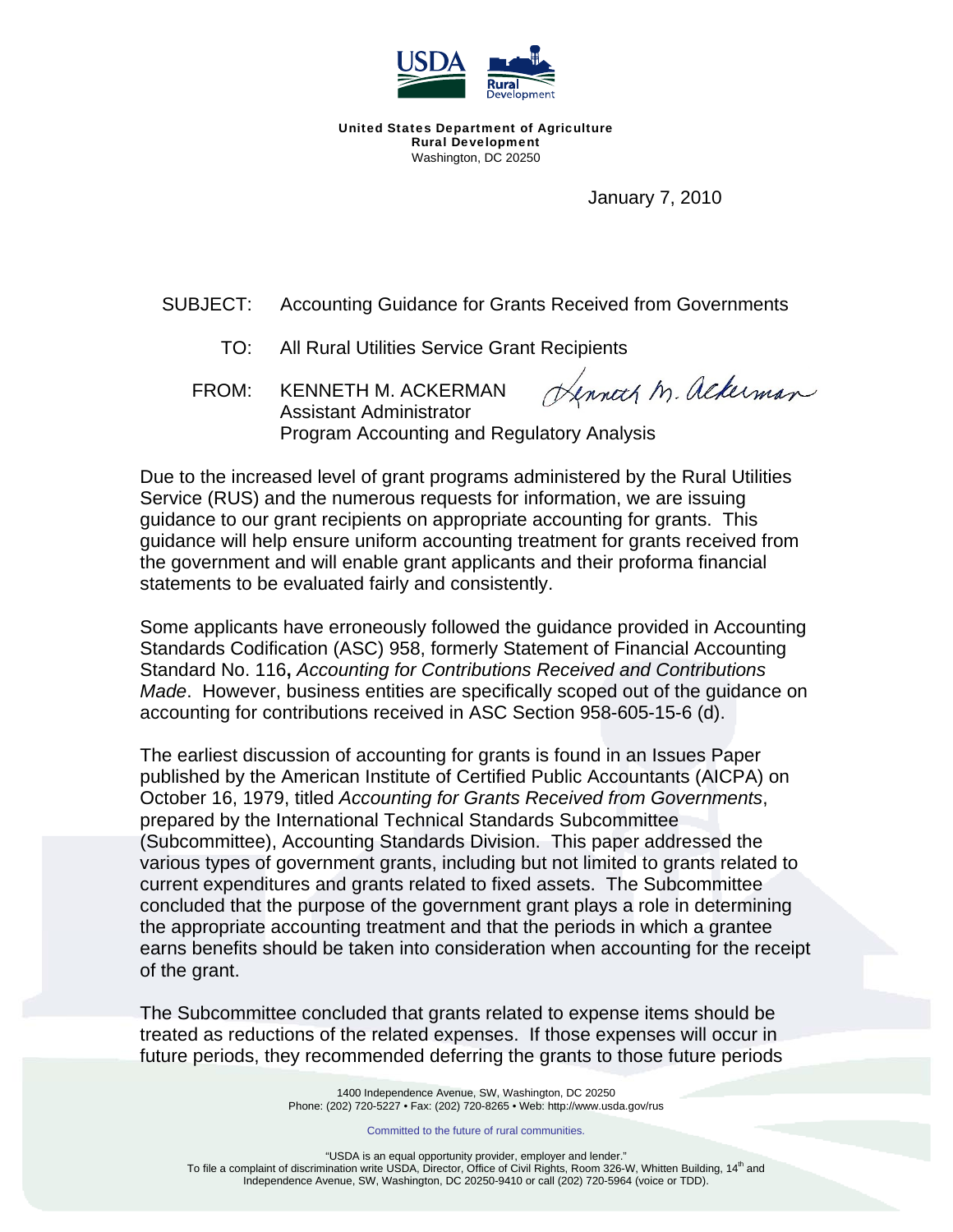**United States Department of Agriculture**
**Rural Development**
Washington, DC 20250

January 7, 2010

SUBJECT: Accounting Guidance for Grants Received from Governments

TO: All Rural Utilities Service Grant Recipients

FROM: KENNETH M. ACKERMAN
Assistant Administrator
Program Accounting and Regulatory Analysis

Due to the increased level of grant programs administered by the Rural Utilities Service (RUS) and the numerous requests for information, we are issuing guidance to our grant recipients on appropriate accounting for grants. This guidance will help ensure uniform accounting treatment for grants received from the government and will enable grant applicants and their proforma financial statements to be evaluated fairly and consistently.

Some applicants have erroneously followed the guidance provided in Accounting Standards Codification (ASC) 958, formerly Statement of Financial Accounting Standard No. 116**,** *Accounting for Contributions Received and Contributions Made*. However, business entities are specifically scoped out of the guidance on accounting for contributions received in ASC Section 958-605-15-6 (d).

The earliest discussion of accounting for grants is found in an Issues Paper published by the American Institute of Certified Public Accountants (AICPA) on October 16, 1979, titled *Accounting for Grants Received from Governments*, prepared by the International Technical Standards Subcommittee (Subcommittee), Accounting Standards Division. This paper addressed the various types of government grants, including but not limited to grants related to current expenditures and grants related to fixed assets. The Subcommittee concluded that the purpose of the government grant plays a role in determining the appropriate accounting treatment and that the periods in which a grantee earns benefits should be taken into consideration when accounting for the receipt of the grant.

The Subcommittee concluded that grants related to expense items should be treated as reductions of the related expenses. If those expenses will occur in future periods, they recommended deferring the grants to those future periods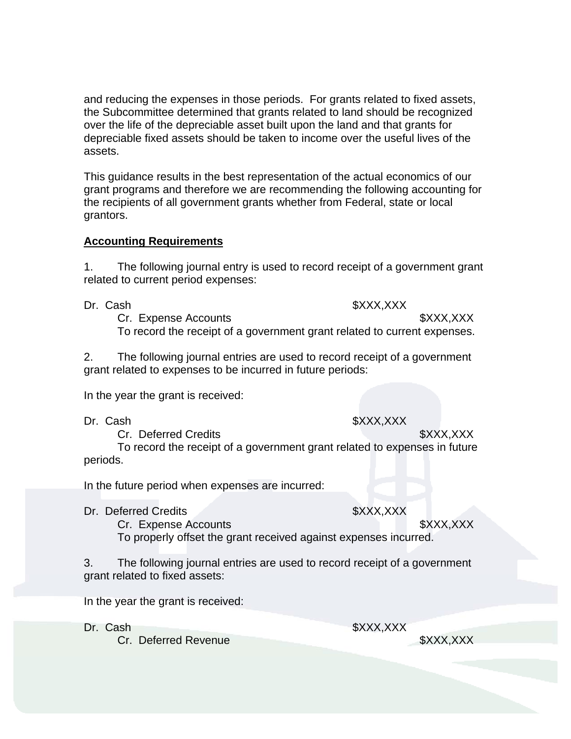and reducing the expenses in those periods. For grants related to fixed assets, the Subcommittee determined that grants related to land should be recognized over the life of the depreciable asset built upon the land and that grants for depreciable fixed assets should be taken to income over the useful lives of the assets.

This guidance results in the best representation of the actual economics of our grant programs and therefore we are recommending the following accounting for the recipients of all government grants whether from Federal, state or local grantors.

**Accounting Requirements**

1. The following journal entry is used to record receipt of a government grant related to current period expenses:

| | Dr. | Cr. |
|---|---|---|
| Dr. Cash | $XXX,XXX | |
| Cr. Expense Accounts | | $XXX,XXX |

To record the receipt of a government grant related to current expenses.

2. The following journal entries are used to record receipt of a government grant related to expenses to be incurred in future periods:

In the year the grant is received:

| | Dr. | Cr. |
|---|---|---|
| Dr. Cash | $XXX,XXX | |
| Cr. Deferred Credits | | $XXX,XXX |

To record the receipt of a government grant related to expenses in future periods.

In the future period when expenses are incurred:

| | Dr. | Cr. |
|---|---|---|
| Dr. Deferred Credits | $XXX,XXX | |
| Cr. Expense Accounts | | $XXX,XXX |

To properly offset the grant received against expenses incurred.

3. The following journal entries are used to record receipt of a government grant related to fixed assets:

In the year the grant is received:

| | Dr. | Cr. |
|---|---|---|
| Dr. Cash | $XXX,XXX | |
| Cr. Deferred Revenue | | $XXX,XXX |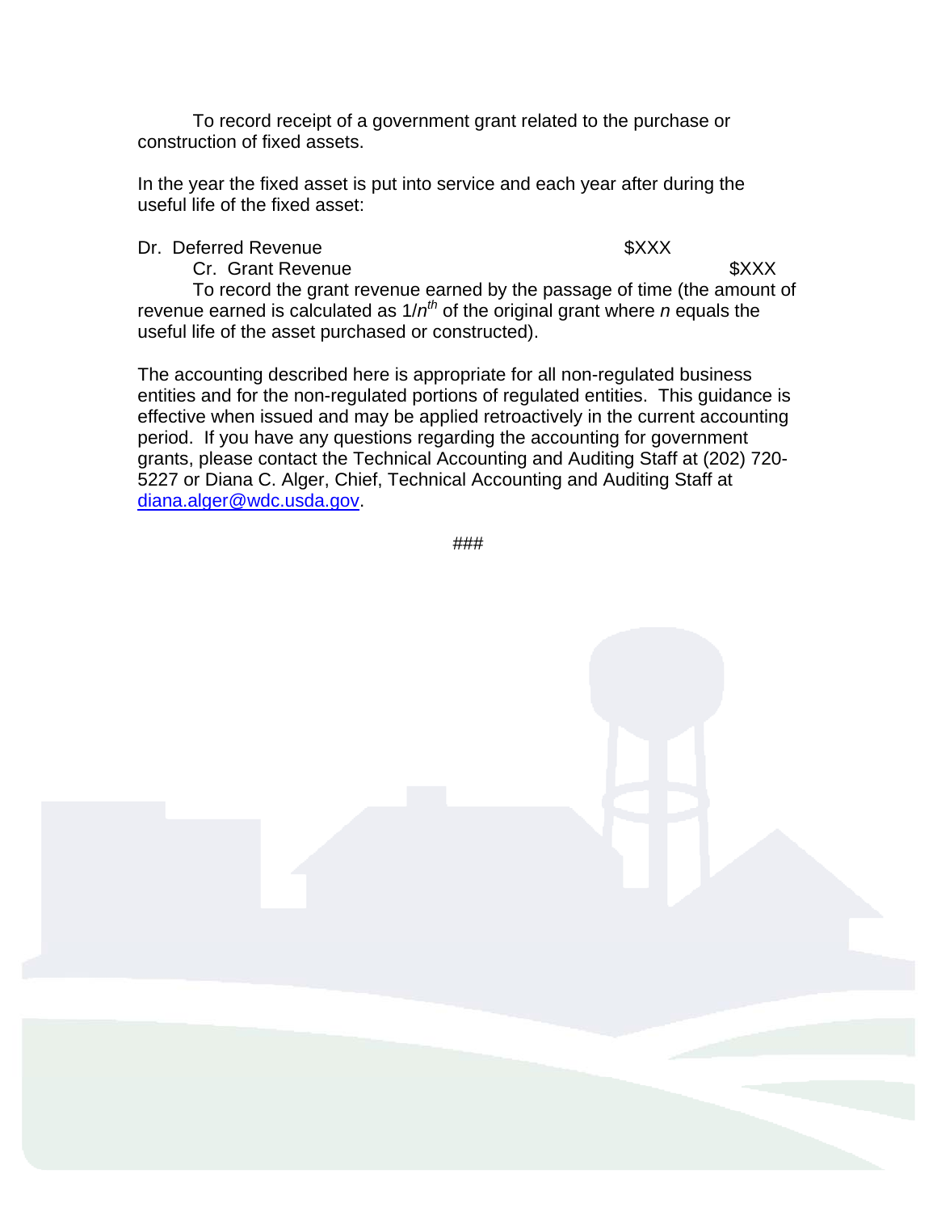To record receipt of a government grant related to the purchase or construction of fixed assets.

In the year the fixed asset is put into service and each year after during the useful life of the fixed asset:

| | | |
|---|---|---|
| Dr. Deferred Revenue | $XXX | |
| Cr. Grant Revenue | | $XXX |

To record the grant revenue earned by the passage of time (the amount of revenue earned is calculated as $1/n^{th}$ of the original grant where $n$ equals the useful life of the asset purchased or constructed).

The accounting described here is appropriate for all non-regulated business entities and for the non-regulated portions of regulated entities. This guidance is effective when issued and may be applied retroactively in the current accounting period. If you have any questions regarding the accounting for government grants, please contact the Technical Accounting and Auditing Staff at (202) 720-5227 or Diana C. Alger, Chief, Technical Accounting and Auditing Staff at diana.alger@wdc.usda.gov.

###